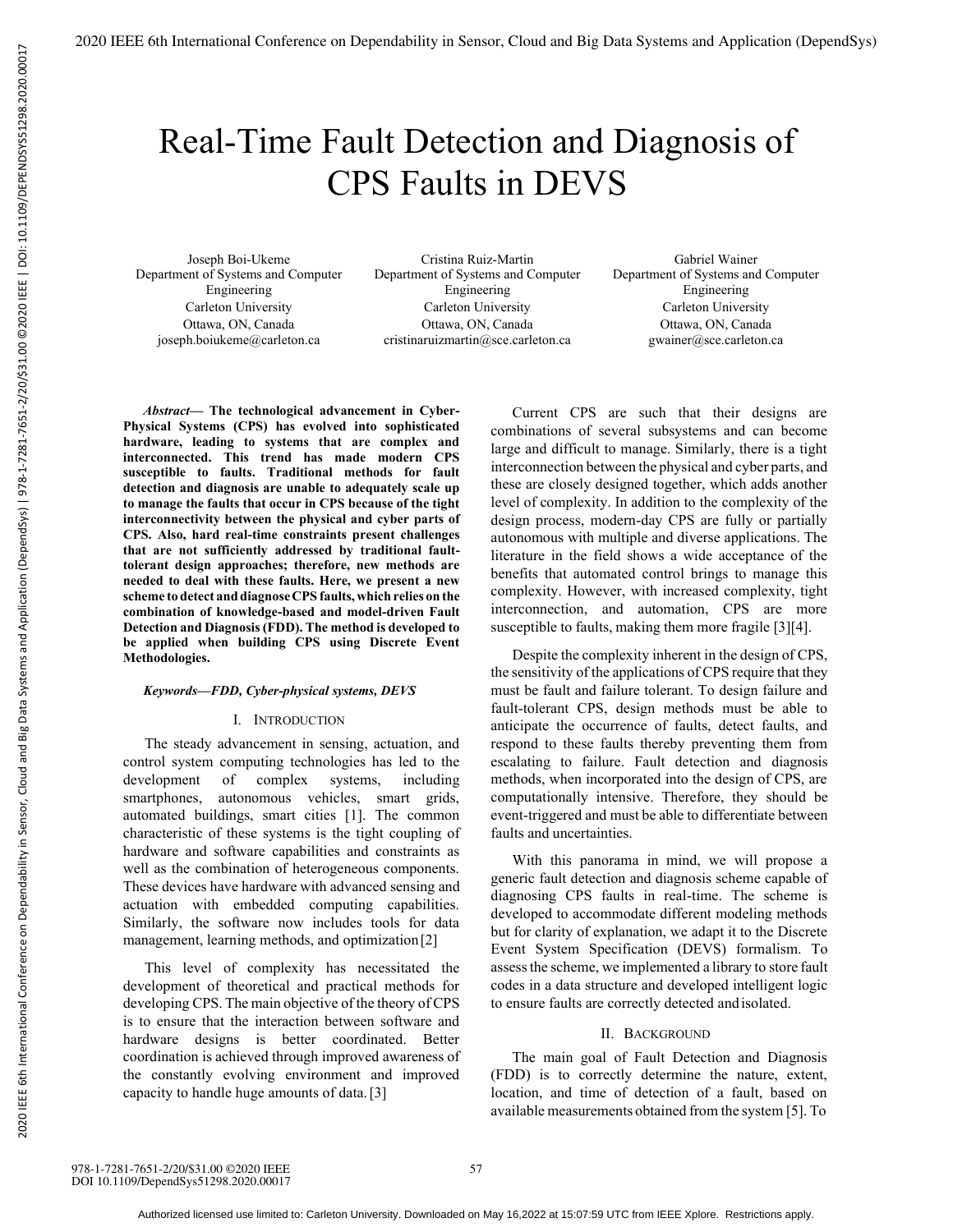# Real-Time Fault Detection and Diagnosis of CPS Faults in DEVS

Joseph Boi-Ukeme
Department of Systems and Computer Engineering
Carleton University
Ottawa, ON, Canada
joseph.boiukeme@carleton.ca

Cristina Ruiz-Martin
Department of Systems and Computer Engineering
Carleton University
Ottawa, ON, Canada
cristinaruizmartin@sce.carleton.ca

Gabriel Wainer
Department of Systems and Computer Engineering
Carleton University
Ottawa, ON, Canada
gwainer@sce.carleton.ca

***Abstract*— The technological advancement in Cyber-Physical Systems (CPS) has evolved into sophisticated hardware, leading to systems that are complex and interconnected. This trend has made modern CPS susceptible to faults. Traditional methods for fault detection and diagnosis are unable to adequately scale up to manage the faults that occur in CPS because of the tight interconnectivity between the physical and cyber parts of CPS. Also, hard real-time constraints present challenges that are not sufficiently addressed by traditional fault-tolerant design approaches; therefore, new methods are needed to deal with these faults. Here, we present a new scheme to detect and diagnose CPS faults, which relies on the combination of knowledge-based and model-driven Fault Detection and Diagnosis (FDD). The method is developed to be applied when building CPS using Discrete Event Methodologies.**

***Keywords—FDD, Cyber-physical systems, DEVS***

## I. Introduction

The steady advancement in sensing, actuation, and control system computing technologies has led to the development of complex systems, including smartphones, autonomous vehicles, smart grids, automated buildings, smart cities [1]. The common characteristic of these systems is the tight coupling of hardware and software capabilities and constraints as well as the combination of heterogeneous components. These devices have hardware with advanced sensing and actuation with embedded computing capabilities. Similarly, the software now includes tools for data management, learning methods, and optimization[2]

This level of complexity has necessitated the development of theoretical and practical methods for developing CPS. The main objective of the theory of CPS is to ensure that the interaction between software and hardware designs is better coordinated. Better coordination is achieved through improved awareness of the constantly evolving environment and improved capacity to handle huge amounts of data.[3]

Current CPS are such that their designs are combinations of several subsystems and can become large and difficult to manage. Similarly, there is a tight interconnection between the physical and cyber parts, and these are closely designed together, which adds another level of complexity. In addition to the complexity of the design process, modern-day CPS are fully or partially autonomous with multiple and diverse applications. The literature in the field shows a wide acceptance of the benefits that automated control brings to manage this complexity. However, with increased complexity, tight interconnection, and automation, CPS are more susceptible to faults, making them more fragile [3][4].

Despite the complexity inherent in the design of CPS, the sensitivity of the applications of CPS require that they must be fault and failure tolerant. To design failure and fault-tolerant CPS, design methods must be able to anticipate the occurrence of faults, detect faults, and respond to these faults thereby preventing them from escalating to failure. Fault detection and diagnosis methods, when incorporated into the design of CPS, are computationally intensive. Therefore, they should be event-triggered and must be able to differentiate between faults and uncertainties.

With this panorama in mind, we will propose a generic fault detection and diagnosis scheme capable of diagnosing CPS faults in real-time. The scheme is developed to accommodate different modeling methods but for clarity of explanation, we adapt it to the Discrete Event System Specification (DEVS) formalism. To assess the scheme, we implemented a library to store fault codes in a data structure and developed intelligent logic to ensure faults are correctly detected and isolated.

## II. Background

The main goal of Fault Detection and Diagnosis (FDD) is to correctly determine the nature, extent, location, and time of detection of a fault, based on available measurements obtained from the system [5]. To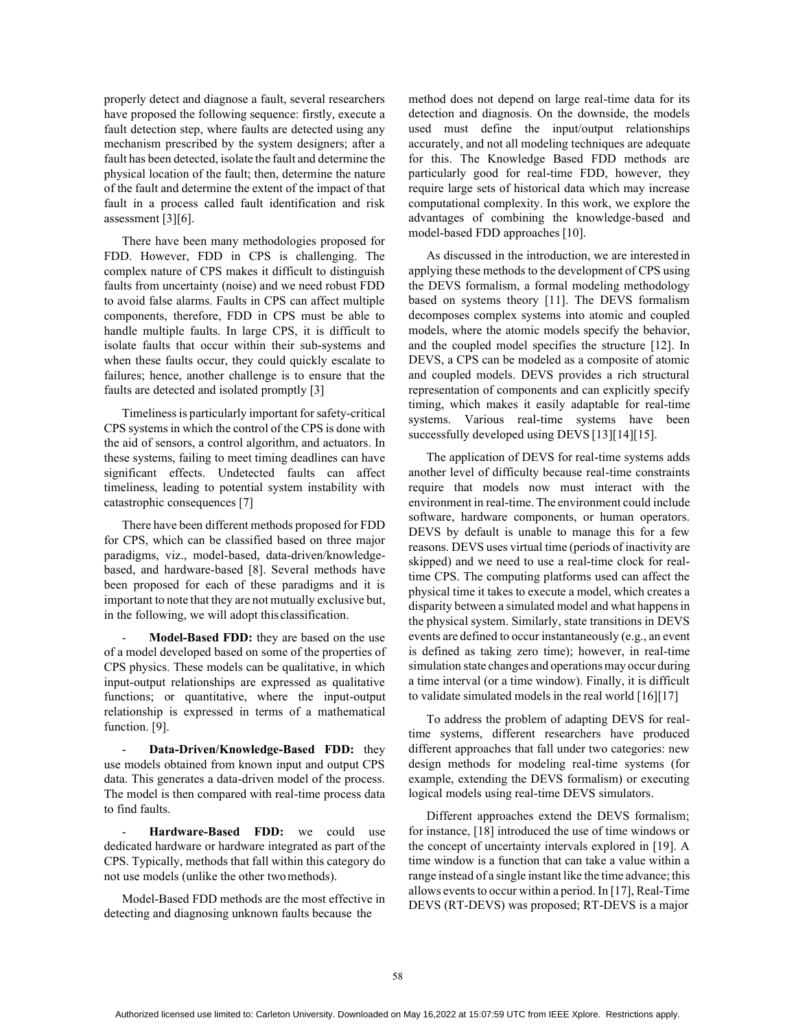properly detect and diagnose a fault, several researchers have proposed the following sequence: firstly, execute a fault detection step, where faults are detected using any mechanism prescribed by the system designers; after a fault has been detected, isolate the fault and determine the physical location of the fault; then, determine the nature of the fault and determine the extent of the impact of that fault in a process called fault identification and risk assessment [3][6].

There have been many methodologies proposed for FDD. However, FDD in CPS is challenging. The complex nature of CPS makes it difficult to distinguish faults from uncertainty (noise) and we need robust FDD to avoid false alarms. Faults in CPS can affect multiple components, therefore, FDD in CPS must be able to handle multiple faults. In large CPS, it is difficult to isolate faults that occur within their sub-systems and when these faults occur, they could quickly escalate to failures; hence, another challenge is to ensure that the faults are detected and isolated promptly [3]

Timeliness is particularly important for safety-critical CPS systems in which the control of the CPS is done with the aid of sensors, a control algorithm, and actuators. In these systems, failing to meet timing deadlines can have significant effects. Undetected faults can affect timeliness, leading to potential system instability with catastrophic consequences [7]

There have been different methods proposed for FDD for CPS, which can be classified based on three major paradigms, viz., model-based, data-driven/knowledge-based, and hardware-based [8]. Several methods have been proposed for each of these paradigms and it is important to note that they are not mutually exclusive but, in the following, we will adopt this classification.

- **Model-Based FDD:** they are based on the use of a model developed based on some of the properties of CPS physics. These models can be qualitative, in which input-output relationships are expressed as qualitative functions; or quantitative, where the input-output relationship is expressed in terms of a mathematical function. [9].
- **Data-Driven/Knowledge-Based FDD:** they use models obtained from known input and output CPS data. This generates a data-driven model of the process. The model is then compared with real-time process data to find faults.
- **Hardware-Based FDD:** we could use dedicated hardware or hardware integrated as part of the CPS. Typically, methods that fall within this category do not use models (unlike the other two methods).

Model-Based FDD methods are the most effective in detecting and diagnosing unknown faults because the method does not depend on large real-time data for its detection and diagnosis. On the downside, the models used must define the input/output relationships accurately, and not all modeling techniques are adequate for this. The Knowledge Based FDD methods are particularly good for real-time FDD, however, they require large sets of historical data which may increase computational complexity. In this work, we explore the advantages of combining the knowledge-based and model-based FDD approaches [10].

As discussed in the introduction, we are interested in applying these methods to the development of CPS using the DEVS formalism, a formal modeling methodology based on systems theory [11]. The DEVS formalism decomposes complex systems into atomic and coupled models, where the atomic models specify the behavior, and the coupled model specifies the structure [12]. In DEVS, a CPS can be modeled as a composite of atomic and coupled models. DEVS provides a rich structural representation of components and can explicitly specify timing, which makes it easily adaptable for real-time systems. Various real-time systems have been successfully developed using DEVS [13][14][15].

The application of DEVS for real-time systems adds another level of difficulty because real-time constraints require that models now must interact with the environment in real-time. The environment could include software, hardware components, or human operators. DEVS by default is unable to manage this for a few reasons. DEVS uses virtual time (periods of inactivity are skipped) and we need to use a real-time clock for real-time CPS. The computing platforms used can affect the physical time it takes to execute a model, which creates a disparity between a simulated model and what happens in the physical system. Similarly, state transitions in DEVS events are defined to occur instantaneously (e.g., an event is defined as taking zero time); however, in real-time simulation state changes and operations may occur during a time interval (or a time window). Finally, it is difficult to validate simulated models in the real world [16][17]

To address the problem of adapting DEVS for real-time systems, different researchers have produced different approaches that fall under two categories: new design methods for modeling real-time systems (for example, extending the DEVS formalism) or executing logical models using real-time DEVS simulators.

Different approaches extend the DEVS formalism; for instance, [18] introduced the use of time windows or the concept of uncertainty intervals explored in [19]. A time window is a function that can take a value within a range instead of a single instant like the time advance; this allows events to occur within a period. In [17], Real-Time DEVS (RT-DEVS) was proposed; RT-DEVS is a major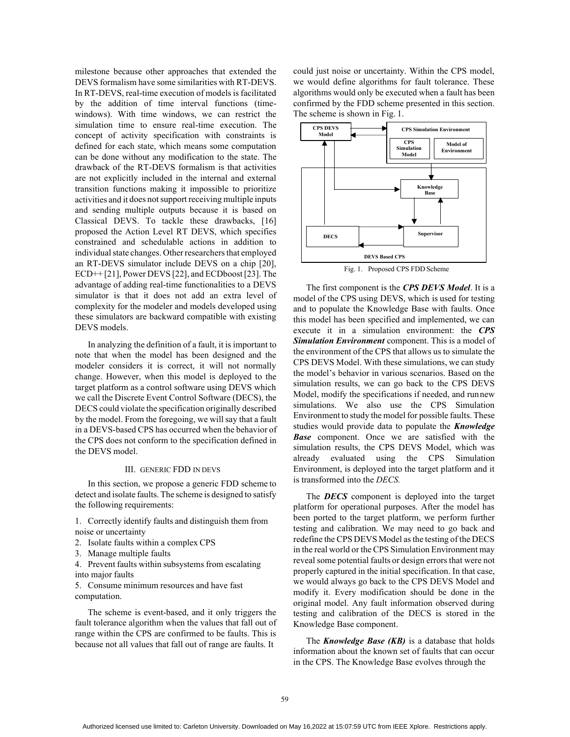milestone because other approaches that extended the DEVS formalism have some similarities with RT-DEVS. In RT-DEVS, real-time execution of models is facilitated by the addition of time interval functions (time-windows). With time windows, we can restrict the simulation time to ensure real-time execution. The concept of activity specification with constraints is defined for each state, which means some computation can be done without any modification to the state. The drawback of the RT-DEVS formalism is that activities are not explicitly included in the internal and external transition functions making it impossible to prioritize activities and it does not support receiving multiple inputs and sending multiple outputs because it is based on Classical DEVS. To tackle these drawbacks, [16] proposed the Action Level RT DEVS, which specifies constrained and schedulable actions in addition to individual state changes. Other researchers that employed an RT-DEVS simulator include DEVS on a chip [20], ECD++ [21], Power DEVS [22], and ECDboost [23]. The advantage of adding real-time functionalities to a DEVS simulator is that it does not add an extra level of complexity for the modeler and models developed using these simulators are backward compatible with existing DEVS models.

In analyzing the definition of a fault, it is important to note that when the model has been designed and the modeler considers it is correct, it will not normally change. However, when this model is deployed to the target platform as a control software using DEVS which we call the Discrete Event Control Software (DECS), the DECS could violate the specification originally described by the model. From the foregoing, we will say that a fault in a DEVS-based CPS has occurred when the behavior of the CPS does not conform to the specification defined in the DEVS model.

## III. GENERIC FDD IN DEVS

In this section, we propose a generic FDD scheme to detect and isolate faults. The scheme is designed to satisfy the following requirements:

1. Correctly identify faults and distinguish them from noise or uncertainty
2. Isolate faults within a complex CPS
3. Manage multiple faults
4. Prevent faults within subsystems from escalating into major faults
5. Consume minimum resources and have fast computation.

The scheme is event-based, and it only triggers the fault tolerance algorithm when the values that fall out of range within the CPS are confirmed to be faults. This is because not all values that fall out of range are faults. It could just noise or uncertainty. Within the CPS model, we would define algorithms for fault tolerance. These algorithms would only be executed when a fault has been confirmed by the FDD scheme presented in this section. The scheme is shown in Fig. 1.

Fig. 1. Proposed CPS FDD Scheme

The first component is the ***CPS DEVS Model***. It is a model of the CPS using DEVS, which is used for testing and to populate the Knowledge Base with faults. Once this model has been specified and implemented, we can execute it in a simulation environment: the ***CPS Simulation Environment*** component. This is a model of the environment of the CPS that allows us to simulate the CPS DEVS Model. With these simulations, we can study the model's behavior in various scenarios. Based on the simulation results, we can go back to the CPS DEVS Model, modify the specifications if needed, and run new simulations. We also use the CPS Simulation Environment to study the model for possible faults. These studies would provide data to populate the ***Knowledge Base*** component. Once we are satisfied with the simulation results, the CPS DEVS Model, which was already evaluated using the CPS Simulation Environment, is deployed into the target platform and it is transformed into the *DECS.*

The ***DECS*** component is deployed into the target platform for operational purposes. After the model has been ported to the target platform, we perform further testing and calibration. We may need to go back and redefine the CPS DEVS Model as the testing of the DECS in the real world or the CPS Simulation Environment may reveal some potential faults or design errors that were not properly captured in the initial specification. In that case, we would always go back to the CPS DEVS Model and modify it. Every modification should be done in the original model. Any fault information observed during testing and calibration of the DECS is stored in the Knowledge Base component.

The ***Knowledge Base (KB)*** is a database that holds information about the known set of faults that can occur in the CPS. The Knowledge Base evolves through the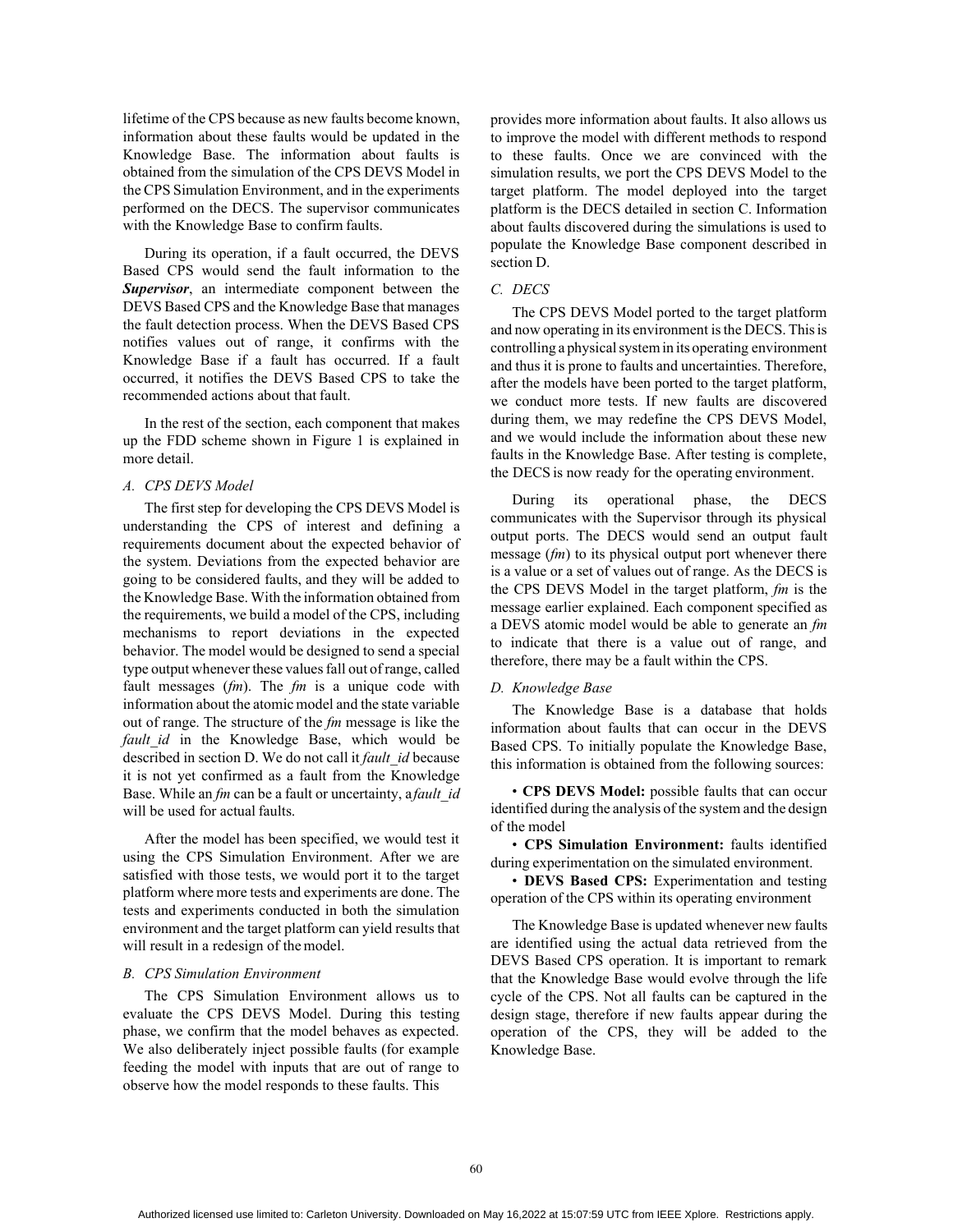lifetime of the CPS because as new faults become known, information about these faults would be updated in the Knowledge Base. The information about faults is obtained from the simulation of the CPS DEVS Model in the CPS Simulation Environment, and in the experiments performed on the DECS. The supervisor communicates with the Knowledge Base to confirm faults.

During its operation, if a fault occurred, the DEVS Based CPS would send the fault information to the ***Supervisor***, an intermediate component between the DEVS Based CPS and the Knowledge Base that manages the fault detection process. When the DEVS Based CPS notifies values out of range, it confirms with the Knowledge Base if a fault has occurred. If a fault occurred, it notifies the DEVS Based CPS to take the recommended actions about that fault.

In the rest of the section, each component that makes up the FDD scheme shown in Figure 1 is explained in more detail.

### *A. CPS DEVS Model*

The first step for developing the CPS DEVS Model is understanding the CPS of interest and defining a requirements document about the expected behavior of the system. Deviations from the expected behavior are going to be considered faults, and they will be added to the Knowledge Base. With the information obtained from the requirements, we build a model of the CPS, including mechanisms to report deviations in the expected behavior. The model would be designed to send a special type output whenever these values fall out of range, called fault messages (*fm*). The *fm* is a unique code with information about the atomic model and the state variable out of range. The structure of the *fm* message is like the *fault_id* in the Knowledge Base, which would be described in section D. We do not call it *fault_id* because it is not yet confirmed as a fault from the Knowledge Base. While an *fm* can be a fault or uncertainty, a *fault_id* will be used for actual faults.

After the model has been specified, we would test it using the CPS Simulation Environment. After we are satisfied with those tests, we would port it to the target platform where more tests and experiments are done. The tests and experiments conducted in both the simulation environment and the target platform can yield results that will result in a redesign of the model.

### *B. CPS Simulation Environment*

The CPS Simulation Environment allows us to evaluate the CPS DEVS Model. During this testing phase, we confirm that the model behaves as expected. We also deliberately inject possible faults (for example feeding the model with inputs that are out of range to observe how the model responds to these faults. This provides more information about faults. It also allows us to improve the model with different methods to respond to these faults. Once we are convinced with the simulation results, we port the CPS DEVS Model to the target platform. The model deployed into the target platform is the DECS detailed in section C. Information about faults discovered during the simulations is used to populate the Knowledge Base component described in section D.

### *C. DECS*

The CPS DEVS Model ported to the target platform and now operating in its environment is the DECS. This is controlling a physical system in its operating environment and thus it is prone to faults and uncertainties. Therefore, after the models have been ported to the target platform, we conduct more tests. If new faults are discovered during them, we may redefine the CPS DEVS Model, and we would include the information about these new faults in the Knowledge Base. After testing is complete, the DECS is now ready for the operating environment.

During its operational phase, the DECS communicates with the Supervisor through its physical output ports. The DECS would send an output fault message (*fm*) to its physical output port whenever there is a value or a set of values out of range. As the DECS is the CPS DEVS Model in the target platform, *fm* is the message earlier explained. Each component specified as a DEVS atomic model would be able to generate an *fm* to indicate that there is a value out of range, and therefore, there may be a fault within the CPS.

### *D. Knowledge Base*

The Knowledge Base is a database that holds information about faults that can occur in the DEVS Based CPS. To initially populate the Knowledge Base, this information is obtained from the following sources:

- **CPS DEVS Model:** possible faults that can occur identified during the analysis of the system and the design of the model
- **CPS Simulation Environment:** faults identified during experimentation on the simulated environment.
- **DEVS Based CPS:** Experimentation and testing operation of the CPS within its operating environment

The Knowledge Base is updated whenever new faults are identified using the actual data retrieved from the DEVS Based CPS operation. It is important to remark that the Knowledge Base would evolve through the life cycle of the CPS. Not all faults can be captured in the design stage, therefore if new faults appear during the operation of the CPS, they will be added to the Knowledge Base.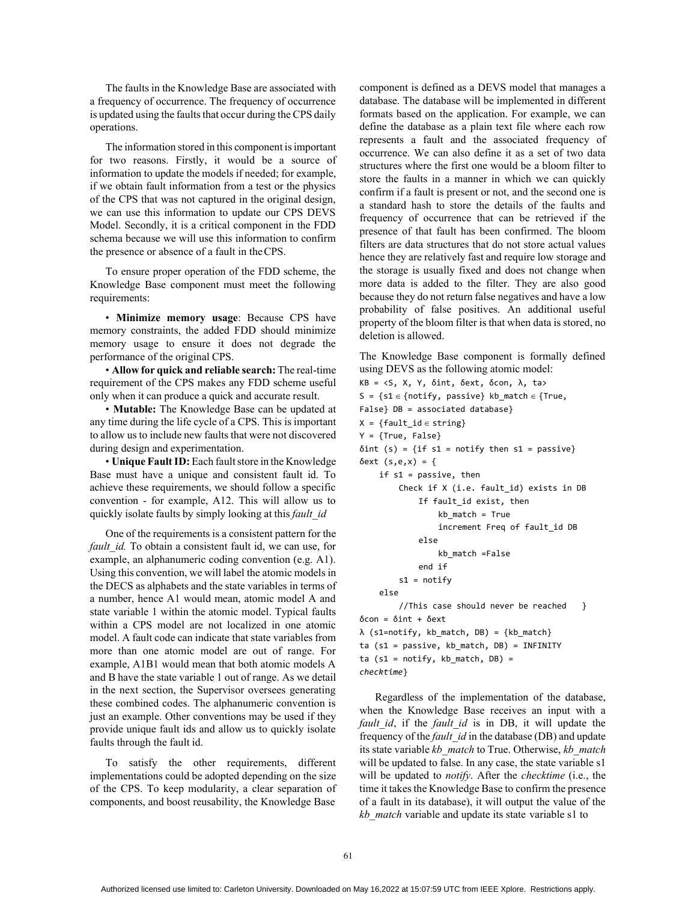The faults in the Knowledge Base are associated with a frequency of occurrence. The frequency of occurrence is updated using the faults that occur during the CPS daily operations.

The information stored in this component is important for two reasons. Firstly, it would be a source of information to update the models if needed; for example, if we obtain fault information from a test or the physics of the CPS that was not captured in the original design, we can use this information to update our CPS DEVS Model. Secondly, it is a critical component in the FDD schema because we will use this information to confirm the presence or absence of a fault in the CPS.

To ensure proper operation of the FDD scheme, the Knowledge Base component must meet the following requirements:

- **Minimize memory usage**: Because CPS have memory constraints, the added FDD should minimize memory usage to ensure it does not degrade the performance of the original CPS.
- **Allow for quick and reliable search:** The real-time requirement of the CPS makes any FDD scheme useful only when it can produce a quick and accurate result.
- **Mutable:** The Knowledge Base can be updated at any time during the life cycle of a CPS. This is important to allow us to include new faults that were not discovered during design and experimentation.
- **Unique Fault ID:** Each fault store in the Knowledge Base must have a unique and consistent fault id. To achieve these requirements, we should follow a specific convention - for example, A12. This will allow us to quickly isolate faults by simply looking at this *fault_id*

One of the requirements is a consistent pattern for the *fault_id.* To obtain a consistent fault id, we can use, for example, an alphanumeric coding convention (e.g. A1). Using this convention, we will label the atomic models in the DECS as alphabets and the state variables in terms of a number, hence A1 would mean, atomic model A and state variable 1 within the atomic model. Typical faults within a CPS model are not localized in one atomic model. A fault code can indicate that state variables from more than one atomic model are out of range. For example, A1B1 would mean that both atomic models A and B have the state variable 1 out of range. As we detail in the next section, the Supervisor oversees generating these combined codes. The alphanumeric convention is just an example. Other conventions may be used if they provide unique fault ids and allow us to quickly isolate faults through the fault id.

To satisfy the other requirements, different implementations could be adopted depending on the size of the CPS. To keep modularity, a clear separation of components, and boost reusability, the Knowledge Base component is defined as a DEVS model that manages a database. The database will be implemented in different formats based on the application. For example, we can define the database as a plain text file where each row represents a fault and the associated frequency of occurrence. We can also define it as a set of two data structures where the first one would be a bloom filter to store the faults in a manner in which we can quickly confirm if a fault is present or not, and the second one is a standard hash to store the details of the faults and frequency of occurrence that can be retrieved if the presence of that fault has been confirmed. The bloom filters are data structures that do not store actual values hence they are relatively fast and require low storage and the storage is usually fixed and does not change when more data is added to the filter. They are also good because they do not return false negatives and have a low probability of false positives. An additional useful property of the bloom filter is that when data is stored, no deletion is allowed.

The Knowledge Base component is formally defined using DEVS as the following atomic model:

```
KB = <S, X, Y, δint, δext, δcon, λ, ta>
S = {s1 ∈ {notify, passive} kb_match ∈ {True,
False} DB = associated database}
X = {fault_id ∈ string}
Y = {True, False}
δint (s) = {if s1 = notify then s1 = passive}
δext (s,e,x) = {
    if s1 = passive, then
        Check if X (i.e. fault_id) exists in DB
            If fault_id exist, then
                kb_match = True
                increment Freq of fault_id DB
            else
                kb_match =False
            end if
        s1 = notify
    else
        //This case should never be reached   }
δcon = δint + δext
λ (s1=notify, kb_match, DB) = {kb_match}
ta (s1 = passive, kb_match, DB) = INFINITY
ta (s1 = notify, kb_match, DB) =
checktime}
```

Regardless of the implementation of the database, when the Knowledge Base receives an input with a *fault_id*, if the *fault_id* is in DB, it will update the frequency of the *fault_id* in the database (DB) and update its state variable *kb_match* to True. Otherwise, *kb_match* will be updated to false. In any case, the state variable s1 will be updated to *notify*. After the *checktime* (i.e., the time it takes the Knowledge Base to confirm the presence of a fault in its database), it will output the value of the *kb_match* variable and update its state variable s1 to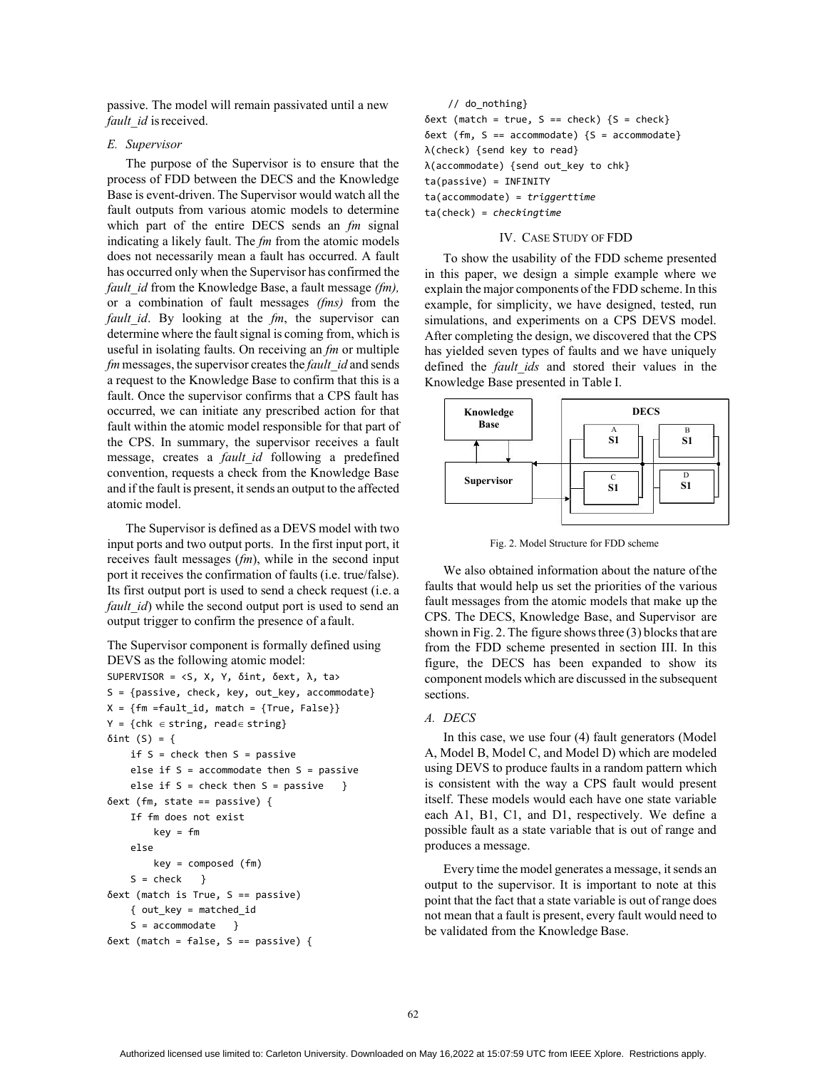passive. The model will remain passivated until a new *fault_id* is received.

### E. Supervisor

The purpose of the Supervisor is to ensure that the process of FDD between the DECS and the Knowledge Base is event-driven. The Supervisor would watch all the fault outputs from various atomic models to determine which part of the entire DECS sends an *fm* signal indicating a likely fault. The *fm* from the atomic models does not necessarily mean a fault has occurred. A fault has occurred only when the Supervisor has confirmed the *fault_id* from the Knowledge Base, a fault message *(fm),* or a combination of fault messages *(fms)* from the *fault_id*. By looking at the *fm*, the supervisor can determine where the fault signal is coming from, which is useful in isolating faults. On receiving an *fm* or multiple *fm* messages, the supervisor creates the *fault_id* and sends a request to the Knowledge Base to confirm that this is a fault. Once the supervisor confirms that a CPS fault has occurred, we can initiate any prescribed action for that fault within the atomic model responsible for that part of the CPS. In summary, the supervisor receives a fault message, creates a *fault_id* following a predefined convention, requests a check from the Knowledge Base and if the fault is present, it sends an output to the affected atomic model.

The Supervisor is defined as a DEVS model with two input ports and two output ports. In the first input port, it receives fault messages (*fm*), while in the second input port it receives the confirmation of faults (i.e. true/false). Its first output port is used to send a check request (i.e. a *fault_id*) while the second output port is used to send an output trigger to confirm the presence of a fault.

The Supervisor component is formally defined using DEVS as the following atomic model:

```
SUPERVISOR = <S, X, Y, δint, δext, λ, ta>
S = {passive, check, key, out_key, accommodate}
X = {fm =fault_id, match = {True, False}}
Y = {chk ∈ string, read∈ string}
δint (S) = {
    if S = check then S = passive
    else if S = accommodate then S = passive
    else if S = check then S = passive   }
δext (fm, state == passive) {
    If fm does not exist
        key = fm
    else
        key = composed (fm)
    S = check   }
δext (match is True, S == passive)
    { out_key = matched_id
    S = accommodate   }
δext (match = false, S == passive) {
    // do_nothing}
δext (match = true, S == check) {S = check}
δext (fm, S == accommodate) {S = accommodate}
λ(check) {send key to read}
λ(accommodate) {send out_key to chk}
ta(passive) = INFINITY
ta(accommodate) = triggerttime
ta(check) = checkingtime
```

## IV. Case Study of FDD

To show the usability of the FDD scheme presented in this paper, we design a simple example where we explain the major components of the FDD scheme. In this example, for simplicity, we have designed, tested, run simulations, and experiments on a CPS DEVS model. After completing the design, we discovered that the CPS has yielded seven types of faults and we have uniquely defined the *fault_ids* and stored their values in the Knowledge Base presented in Table I.

Fig. 2. Model Structure for FDD scheme

We also obtained information about the nature of the faults that would help us set the priorities of the various fault messages from the atomic models that make up the CPS. The DECS, Knowledge Base, and Supervisor are shown in Fig. 2. The figure shows three (3) blocks that are from the FDD scheme presented in section III. In this figure, the DECS has been expanded to show its component models which are discussed in the subsequent sections.

### A. DECS

In this case, we use four (4) fault generators (Model A, Model B, Model C, and Model D) which are modeled using DEVS to produce faults in a random pattern which is consistent with the way a CPS fault would present itself. These models would each have one state variable each A1, B1, C1, and D1, respectively. We define a possible fault as a state variable that is out of range and produces a message.

Every time the model generates a message, it sends an output to the supervisor. It is important to note at this point that the fact that a state variable is out of range does not mean that a fault is present, every fault would need to be validated from the Knowledge Base.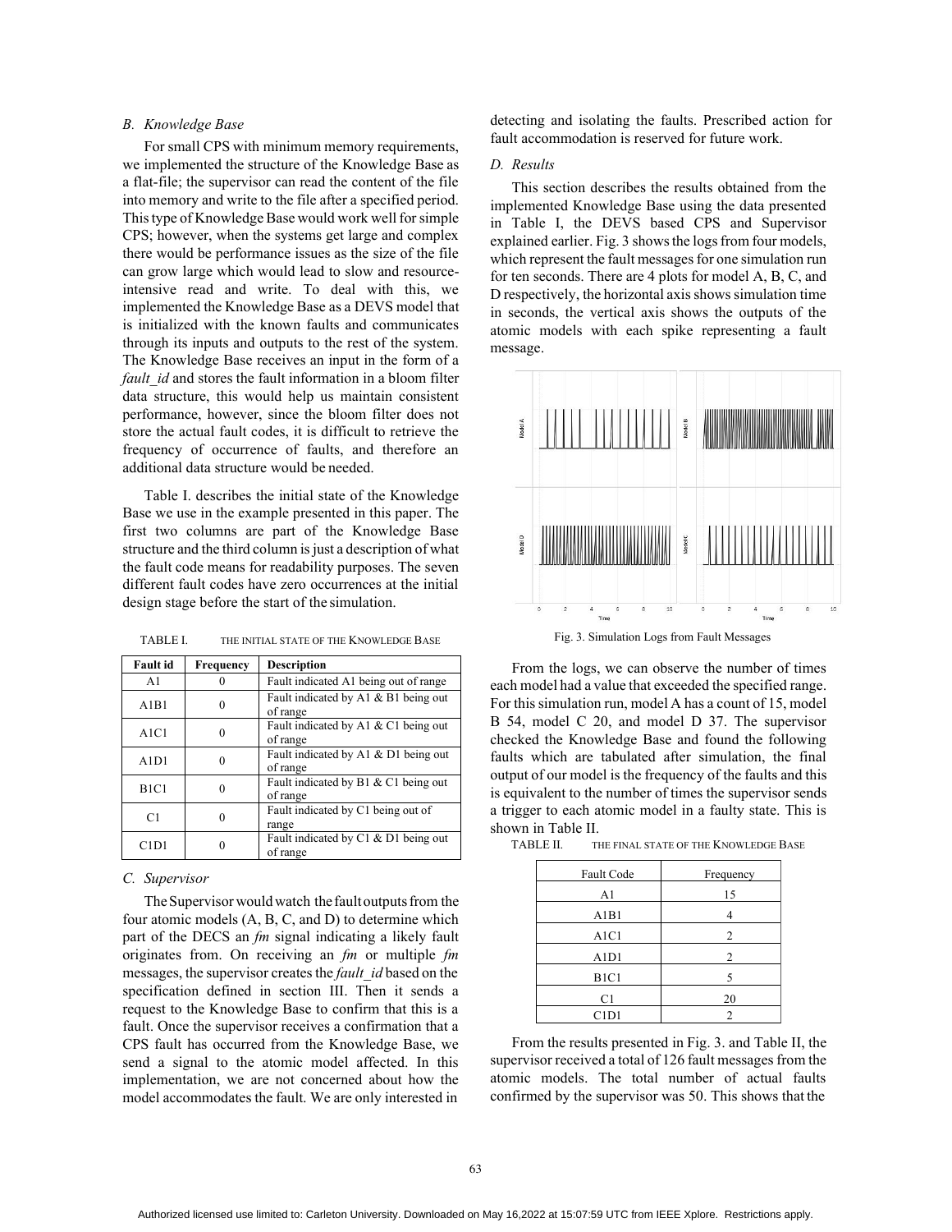### B. Knowledge Base

For small CPS with minimum memory requirements, we implemented the structure of the Knowledge Base as a flat-file; the supervisor can read the content of the file into memory and write to the file after a specified period. This type of Knowledge Base would work well for simple CPS; however, when the systems get large and complex there would be performance issues as the size of the file can grow large which would lead to slow and resource-intensive read and write. To deal with this, we implemented the Knowledge Base as a DEVS model that is initialized with the known faults and communicates through its inputs and outputs to the rest of the system. The Knowledge Base receives an input in the form of a *fault_id* and stores the fault information in a bloom filter data structure, this would help us maintain consistent performance, however, since the bloom filter does not store the actual fault codes, it is difficult to retrieve the frequency of occurrence of faults, and therefore an additional data structure would be needed.

Table I. describes the initial state of the Knowledge Base we use in the example presented in this paper. The first two columns are part of the Knowledge Base structure and the third column is just a description of what the fault code means for readability purposes. The seven different fault codes have zero occurrences at the initial design stage before the start of the simulation.

TABLE I. THE INITIAL STATE OF THE KNOWLEDGE BASE

| Fault id | Frequency | Description |
|---|---|---|
| A1 | 0 | Fault indicated A1 being out of range |
| A1B1 | 0 | Fault indicated by A1 & B1 being out of range |
| A1C1 | 0 | Fault indicated by A1 & C1 being out of range |
| A1D1 | 0 | Fault indicated by A1 & D1 being out of range |
| B1C1 | 0 | Fault indicated by B1 & C1 being out of range |
| C1 | 0 | Fault indicated by C1 being out of range |
| C1D1 | 0 | Fault indicated by C1 & D1 being out of range |

### C. Supervisor

The Supervisor would watch the fault outputs from the four atomic models (A, B, C, and D) to determine which part of the DECS an *fm* signal indicating a likely fault originates from. On receiving an *fm* or multiple *fm* messages, the supervisor creates the *fault_id* based on the specification defined in section III. Then it sends a request to the Knowledge Base to confirm that this is a fault. Once the supervisor receives a confirmation that a CPS fault has occurred from the Knowledge Base, we send a signal to the atomic model affected. In this implementation, we are not concerned about how the model accommodates the fault. We are only interested in detecting and isolating the faults. Prescribed action for fault accommodation is reserved for future work.

### D. Results

This section describes the results obtained from the implemented Knowledge Base using the data presented in Table I, the DEVS based CPS and Supervisor explained earlier. Fig. 3 shows the logs from four models, which represent the fault messages for one simulation run for ten seconds. There are 4 plots for model A, B, C, and D respectively, the horizontal axis shows simulation time in seconds, the vertical axis shows the outputs of the atomic models with each spike representing a fault message.

Fig. 3. Simulation Logs from Fault Messages

From the logs, we can observe the number of times each model had a value that exceeded the specified range. For this simulation run, model A has a count of 15, model B 54, model C 20, and model D 37. The supervisor checked the Knowledge Base and found the following faults which are tabulated after simulation, the final output of our model is the frequency of the faults and this is equivalent to the number of times the supervisor sends a trigger to each atomic model in a faulty state. This is shown in Table II.

TABLE II. THE FINAL STATE OF THE KNOWLEDGE BASE

| Fault Code | Frequency |
|---|---|
| A1 | 15 |
| A1B1 | 4 |
| A1C1 | 2 |
| A1D1 | 2 |
| B1C1 | 5 |
| C1 | 20 |
| C1D1 | 2 |

From the results presented in Fig. 3. and Table II, the supervisor received a total of 126 fault messages from the atomic models. The total number of actual faults confirmed by the supervisor was 50. This shows that the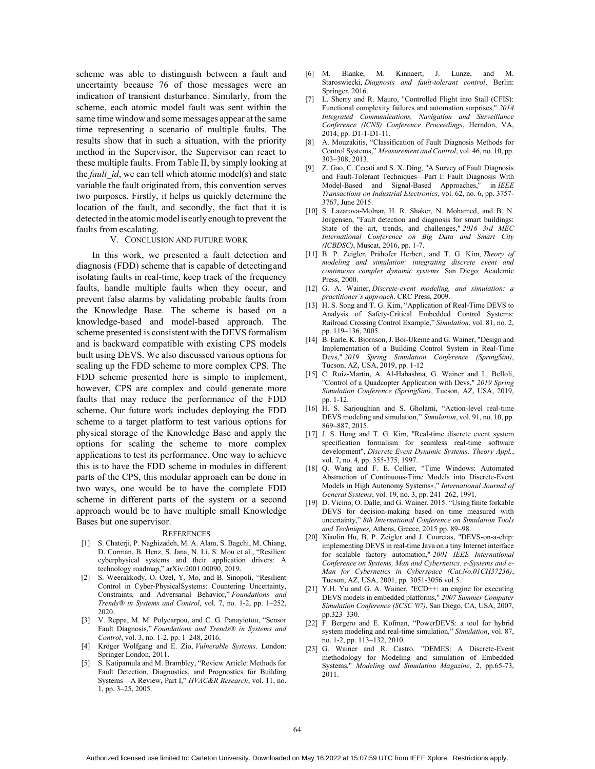scheme was able to distinguish between a fault and uncertainty because 76 of those messages were an indication of transient disturbance. Similarly, from the scheme, each atomic model fault was sent within the same time window and some messages appear at the same time representing a scenario of multiple faults. The results show that in such a situation, with the priority method in the Supervisor, the Supervisor can react to these multiple faults. From Table II, by simply looking at the *fault_id*, we can tell which atomic model(s) and state variable the fault originated from, this convention serves two purposes. Firstly, it helps us quickly determine the location of the fault, and secondly, the fact that it is detected in the atomic model is early enough to prevent the faults from escalating.

## V. Conclusion and Future Work

In this work, we presented a fault detection and diagnosis (FDD) scheme that is capable of detecting and isolating faults in real-time, keep track of the frequency faults, handle multiple faults when they occur, and prevent false alarms by validating probable faults from the Knowledge Base. The scheme is based on a knowledge-based and model-based approach. The scheme presented is consistent with the DEVS formalism and is backward compatible with existing CPS models built using DEVS. We also discussed various options for scaling up the FDD scheme to more complex CPS. The FDD scheme presented here is simple to implement, however, CPS are complex and could generate more faults that may reduce the performance of the FDD scheme. Our future work includes deploying the FDD scheme to a target platform to test various options for physical storage of the Knowledge Base and apply the options for scaling the scheme to more complex applications to test its performance. One way to achieve this is to have the FDD scheme in modules in different parts of the CPS, this modular approach can be done in two ways, one would be to have the complete FDD scheme in different parts of the system or a second approach would be to have multiple small Knowledge Bases but one supervisor.

## References

[1] S. Chaterji, P. Naghizadeh, M. A. Alam, S. Bagchi, M. Chiang, D. Corman, B. Henz, S. Jana, N. Li, S. Mou et al., "Resilient cyberphysical systems and their application drivers: A technology roadmap," arXiv:2001.00090, 2019.

[2] S. Weerakkody, O. Ozel, Y. Mo, and B. Sinopoli, "Resilient Control in Cyber-PhysicalSystems: Countering Uncertainty, Constraints, and Adversarial Behavior," *Foundations and Trends® in Systems and Control*, vol. 7, no. 1-2, pp. 1–252, 2020.

[3] V. Reppa, M. M. Polycarpou, and C. G. Panayiotou, "Sensor Fault Diagnosis," *Foundations and Trends® in Systems and Control*, vol. 3, no. 1-2, pp. 1–248, 2016.

[4] Kröger Wolfgang and E. Zio, *Vulnerable Systems*. London: Springer London, 2011.

[5] S. Katipamula and M. Brambley, "Review Article: Methods for Fault Detection, Diagnostics, and Prognostics for Building Systems—A Review, Part I," *HVAC&R Research*, vol. 11, no. 1, pp. 3–25, 2005.

[6] M. Blanke, M. Kinnaert, J. Lunze, and M. Staroswiecki, *Diagnosis and fault-tolerant control*. Berlin: Springer, 2016.

[7] L. Sherry and R. Mauro, "Controlled Flight into Stall (CFIS): Functional complexity failures and automation surprises," *2014 Integrated Communications, Navigation and Surveillance Conference (ICNS) Conference Proceedings*, Herndon, VA, 2014, pp. D1-1-D1-11.

[8] A. Mouzakitis, "Classification of Fault Diagnosis Methods for Control Systems," *Measurement and Control*, vol. 46, no. 10, pp. 303–308, 2013.

[9] Z. Gao, C. Cecati and S. X. Ding, "A Survey of Fault Diagnosis and Fault-Tolerant Techniques—Part I: Fault Diagnosis With Model-Based and Signal-Based Approaches," in *IEEE Transactions on Industrial Electronics*, vol. 62, no. 6, pp. 3757-3767, June 2015.

[10] S. Lazarova-Molnar, H. R. Shaker, N. Mohamed, and B. N. Jorgensen, "Fault detection and diagnosis for smart buildings: State of the art, trends, and challenges," *2016 3rd MEC International Conference on Big Data and Smart City (ICBDSC)*, Muscat, 2016, pp. 1-7.

[11] B. P. Zeigler, Prähofer Herbert, and T. G. Kim, *Theory of modeling and simulation: integrating discrete event and continuous complex dynamic systems*. San Diego: Academic Press, 2000.

[12] G. A. Wainer, *Discrete-event modeling, and simulation: a practitioner's approach*. CRC Press, 2009.

[13] H. S. Song and T. G. Kim, "Application of Real-Time DEVS to Analysis of Safety-Critical Embedded Control Systems: Railroad Crossing Control Example," *Simulation*, vol. 81, no. 2, pp. 119–136, 2005.

[14] B. Earle, K. Bjornson, J. Boi-Ukeme and G. Wainer, "Design and Implementation of a Building Control System in Real-Time Devs," *2019 Spring Simulation Conference (SpringSim)*, Tucson, AZ, USA, 2019, pp. 1-12

[15] C. Ruiz-Martin, A. Al-Habashna, G. Wainer and L. Belloli, "Control of a Quadcopter Application with Devs," *2019 Spring Simulation Conference (SpringSim)*, Tucson, AZ, USA, 2019, pp. 1-12.

[16] H. S. Sarjoughian and S. Gholami, "Action-level real-time DEVS modeling and simulation," *Simulation*, vol. 91, no. 10, pp. 869–887, 2015.

[17] J. S. Hong and T. G. Kim, "Real-time discrete event system specification formalism for seamless real-time software development", *Discrete Event Dynamic Systems: Theory Appl.*, vol. 7, no. 4, pp. 355-375, 1997.

[18] Q. Wang and F. E. Cellier, "Time Windows: Automated Abstraction of Continuous-Time Models into Discrete-Event Models in High Autonomy Systems∗," *International Journal of General Systems*, vol. 19, no. 3, pp. 241–262, 1991.

[19] D. Vicino, O. Dalle, and G. Wainer. 2015. "Using finite forkable DEVS for decision-making based on time measured with uncertainty," *8th International Conference on Simulation Tools and Techniques,* Athens, Greece, 2015 pp. 89–98.

[20] Xiaolin Hu, B. P. Zeigler and J. Couretas, "DEVS-on-a-chip: implementing DEVS in real-time Java on a tiny Internet interface for scalable factory automation," *2001 IEEE International Conference on Systems, Man and Cybernetics. e-Systems and e-Man for Cybernetics in Cyberspace (Cat.No.01CH37236)*, Tucson, AZ, USA, 2001, pp. 3051-3056 vol.5.

[21] Y.H. Yu and G. A. Wainer, "ECD++: an engine for executing DEVS models in embedded platforms," *2007 Summer Computer Simulation Conference (SCSC '07)*, San Diego, CA, USA, 2007, pp.323–330.

[22] F. Bergero and E. Kofman, "PowerDEVS: a tool for hybrid system modeling and real-time simulation," *Simulation*, vol. 87, no. 1-2, pp. 113–132, 2010.

[23] G. Wainer and R. Castro. "DEMES: A Discrete-Event methodology for Modeling and simulation of Embedded Systems," *Modeling and Simulation Magazine*, 2, pp.65-73, 2011.